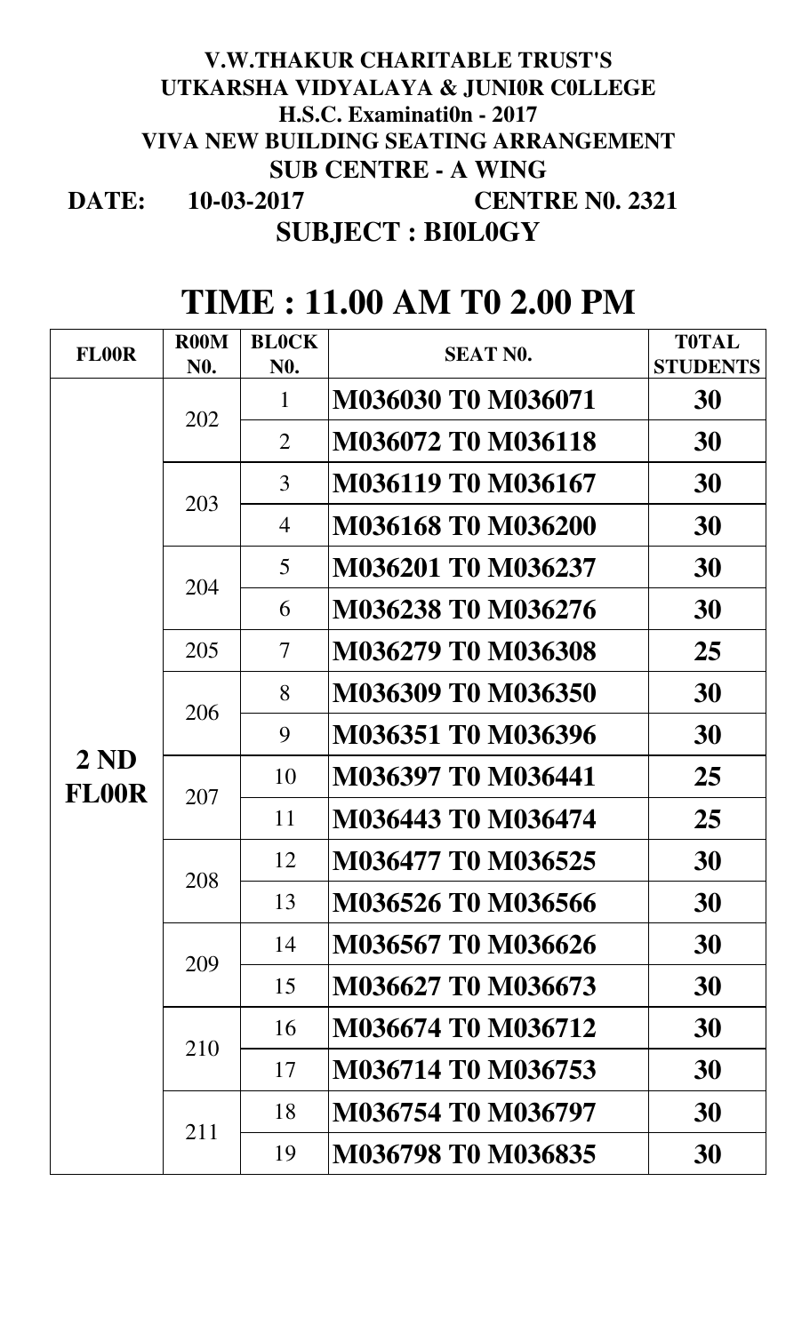**V.W.THAKUR CHARITABLE TRUST'S**
**UTKARSHA VIDYALAYA & JUNI0R C0LLEGE**
**H.S.C. Examinati0n - 2017**
**VIVA NEW BUILDING SEATING ARRANGEMENT**
**SUB CENTRE - A WING**

**DATE: 10-03-2017 CENTRE N0. 2321**

**SUBJECT : BI0L0GY**

# TIME : 11.00 AM T0 2.00 PM

| FL00R | R00M N0. | BL0CK N0. | SEAT N0. | T0TAL STUDENTS |
|---|---|---|---|---|
| 2 ND FL00R | 202 | 1 | M036030 T0 M036071 | 30 |
| | | 2 | M036072 T0 M036118 | 30 |
| | 203 | 3 | M036119 T0 M036167 | 30 |
| | | 4 | M036168 T0 M036200 | 30 |
| | 204 | 5 | M036201 T0 M036237 | 30 |
| | | 6 | M036238 T0 M036276 | 30 |
| | 205 | 7 | M036279 T0 M036308 | 25 |
| | 206 | 8 | M036309 T0 M036350 | 30 |
| | | 9 | M036351 T0 M036396 | 30 |
| | 207 | 10 | M036397 T0 M036441 | 25 |
| | | 11 | M036443 T0 M036474 | 25 |
| | 208 | 12 | M036477 T0 M036525 | 30 |
| | | 13 | M036526 T0 M036566 | 30 |
| | 209 | 14 | M036567 T0 M036626 | 30 |
| | | 15 | M036627 T0 M036673 | 30 |
| | 210 | 16 | M036674 T0 M036712 | 30 |
| | | 17 | M036714 T0 M036753 | 30 |
| | 211 | 18 | M036754 T0 M036797 | 30 |
| | | 19 | M036798 T0 M036835 | 30 |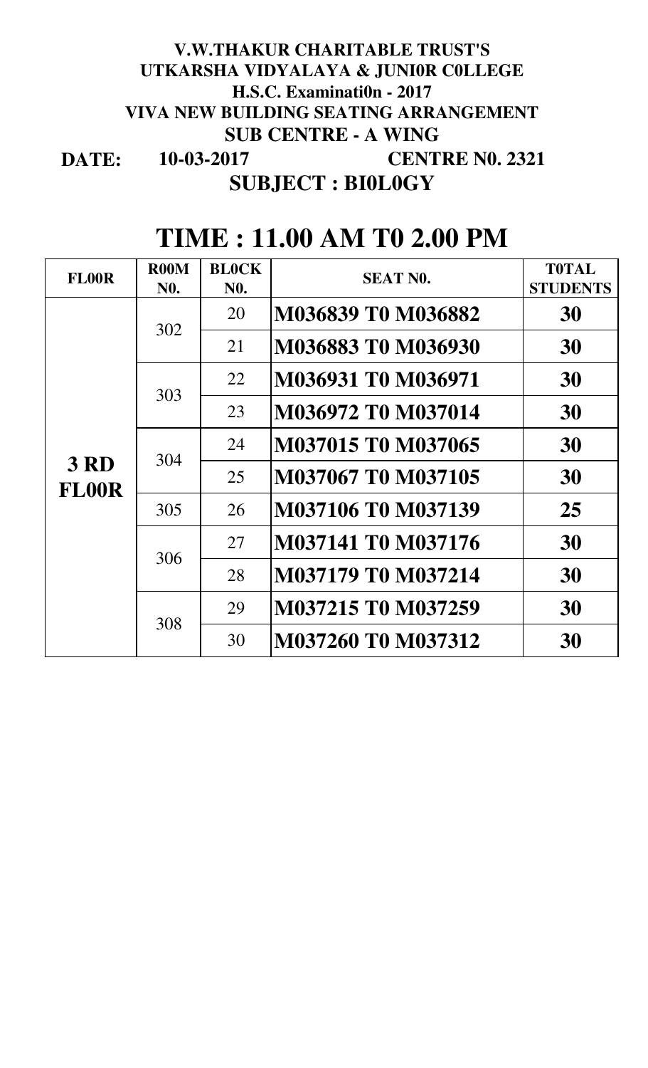# V.W.THAKUR CHARITABLE TRUST'S
## UTKARSHA VIDYALAYA & JUNI0R C0LLEGE
### H.S.C. Examinati0n - 2017
### VIVA NEW BUILDING SEATING ARRANGEMENT
### SUB CENTRE - A WING

**DATE:** 10-03-2017 **CENTRE N0. 2321**

**SUBJECT : BI0L0GY**

## TIME : 11.00 AM T0 2.00 PM

| FL00R | R00M N0. | BL0CK N0. | SEAT N0. | T0TAL STUDENTS |
|---|---|---|---|---|
| 3 RD FL00R | 302 | 20 | M036839 T0 M036882 | 30 |
| | | 21 | M036883 T0 M036930 | 30 |
| | 303 | 22 | M036931 T0 M036971 | 30 |
| | | 23 | M036972 T0 M037014 | 30 |
| | 304 | 24 | M037015 T0 M037065 | 30 |
| | | 25 | M037067 T0 M037105 | 30 |
| | 305 | 26 | M037106 T0 M037139 | 25 |
| | 306 | 27 | M037141 T0 M037176 | 30 |
| | | 28 | M037179 T0 M037214 | 30 |
| | 308 | 29 | M037215 T0 M037259 | 30 |
| | | 30 | M037260 T0 M037312 | 30 |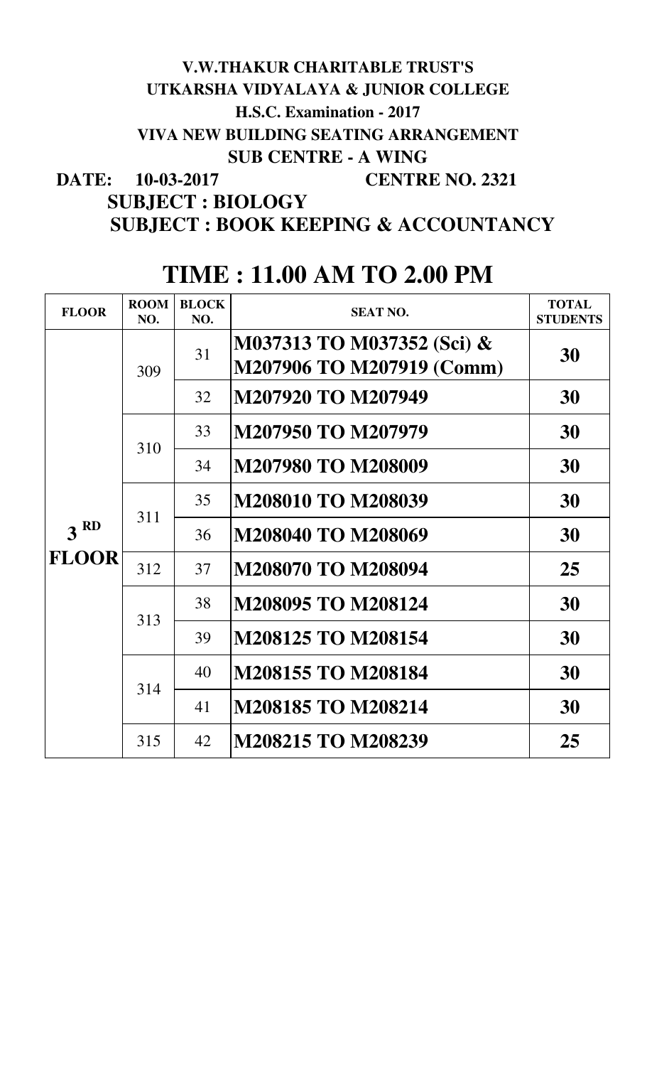**V.W.THAKUR CHARITABLE TRUST'S**

**UTKARSHA VIDYALAYA & JUNIOR COLLEGE**

**H.S.C. Examination - 2017**

**VIVA NEW BUILDING SEATING ARRANGEMENT**

**SUB CENTRE - A WING**

**DATE: 10-03-2017 CENTRE NO. 2321**

**SUBJECT : BIOLOGY**

**SUBJECT : BOOK KEEPING & ACCOUNTANCY**

# TIME : 11.00 AM TO 2.00 PM

| FLOOR | ROOM NO. | BLOCK NO. | SEAT NO. | TOTAL STUDENTS |
|---|---|---|---|---|
| 3 RD FLOOR | 309 | 31 | M037313 TO M037352 (Sci) & M207906 TO M207919 (Comm) | 30 |
| | | 32 | M207920 TO M207949 | 30 |
| | 310 | 33 | M207950 TO M207979 | 30 |
| | | 34 | M207980 TO M208009 | 30 |
| | 311 | 35 | M208010 TO M208039 | 30 |
| | | 36 | M208040 TO M208069 | 30 |
| | 312 | 37 | M208070 TO M208094 | 25 |
| | 313 | 38 | M208095 TO M208124 | 30 |
| | | 39 | M208125 TO M208154 | 30 |
| | 314 | 40 | M208155 TO M208184 | 30 |
| | | 41 | M208185 TO M208214 | 30 |
| | 315 | 42 | M208215 TO M208239 | 25 |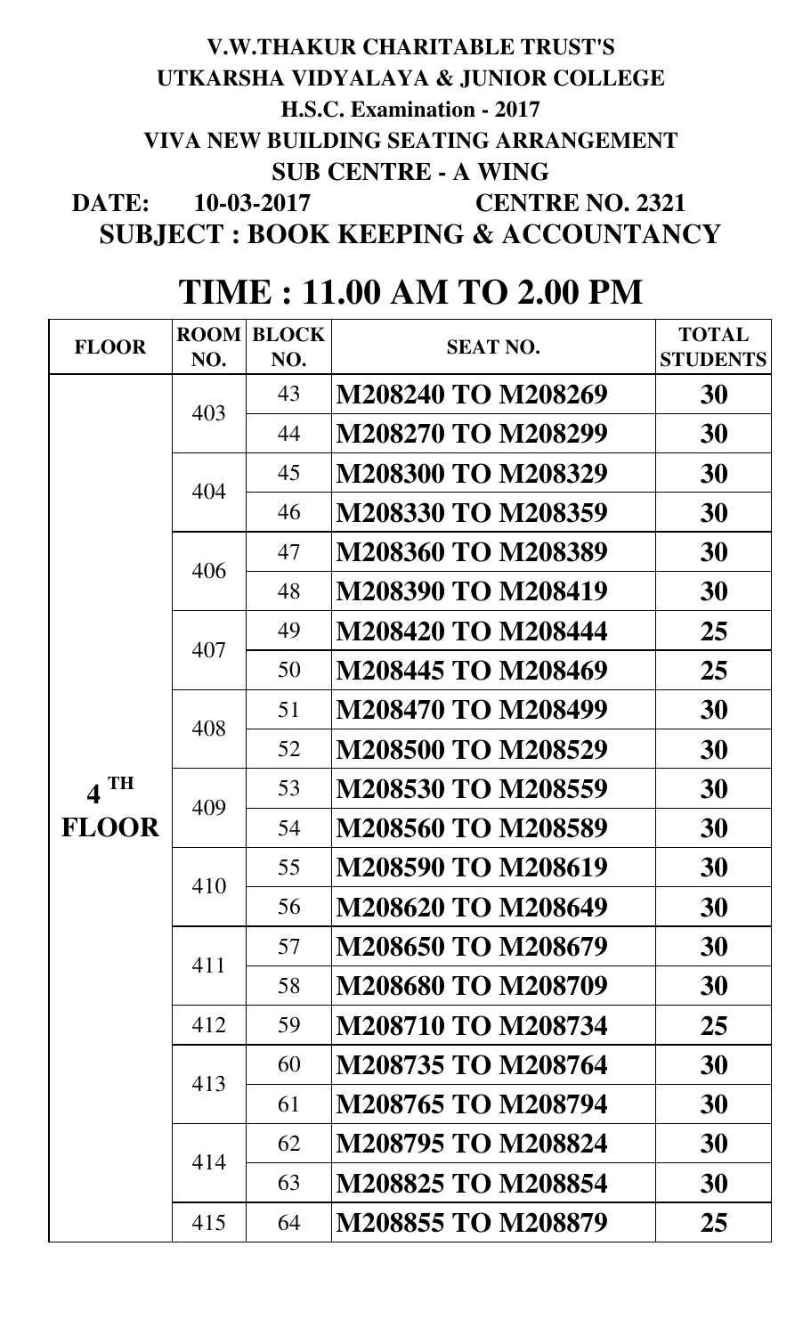**V.W.THAKUR CHARITABLE TRUST'S**

**UTKARSHA VIDYALAYA & JUNIOR COLLEGE**

**H.S.C. Examination - 2017**

**VIVA NEW BUILDING SEATING ARRANGEMENT**

**SUB CENTRE - A WING**

**DATE: 10-03-2017 CENTRE NO. 2321**

**SUBJECT : BOOK KEEPING & ACCOUNTANCY**

# TIME : 11.00 AM TO 2.00 PM

| FLOOR | ROOM NO. | BLOCK NO. | SEAT NO. | TOTAL STUDENTS |
|---|---|---|---|---|
| 4 TH FLOOR | 403 | 43 | M208240 TO M208269 | 30 |
| | | 44 | M208270 TO M208299 | 30 |
| | 404 | 45 | M208300 TO M208329 | 30 |
| | | 46 | M208330 TO M208359 | 30 |
| | 406 | 47 | M208360 TO M208389 | 30 |
| | | 48 | M208390 TO M208419 | 30 |
| | 407 | 49 | M208420 TO M208444 | 25 |
| | | 50 | M208445 TO M208469 | 25 |
| | 408 | 51 | M208470 TO M208499 | 30 |
| | | 52 | M208500 TO M208529 | 30 |
| | 409 | 53 | M208530 TO M208559 | 30 |
| | | 54 | M208560 TO M208589 | 30 |
| | 410 | 55 | M208590 TO M208619 | 30 |
| | | 56 | M208620 TO M208649 | 30 |
| | 411 | 57 | M208650 TO M208679 | 30 |
| | | 58 | M208680 TO M208709 | 30 |
| | 412 | 59 | M208710 TO M208734 | 25 |
| | 413 | 60 | M208735 TO M208764 | 30 |
| | | 61 | M208765 TO M208794 | 30 |
| | 414 | 62 | M208795 TO M208824 | 30 |
| | | 63 | M208825 TO M208854 | 30 |
| | 415 | 64 | M208855 TO M208879 | 25 |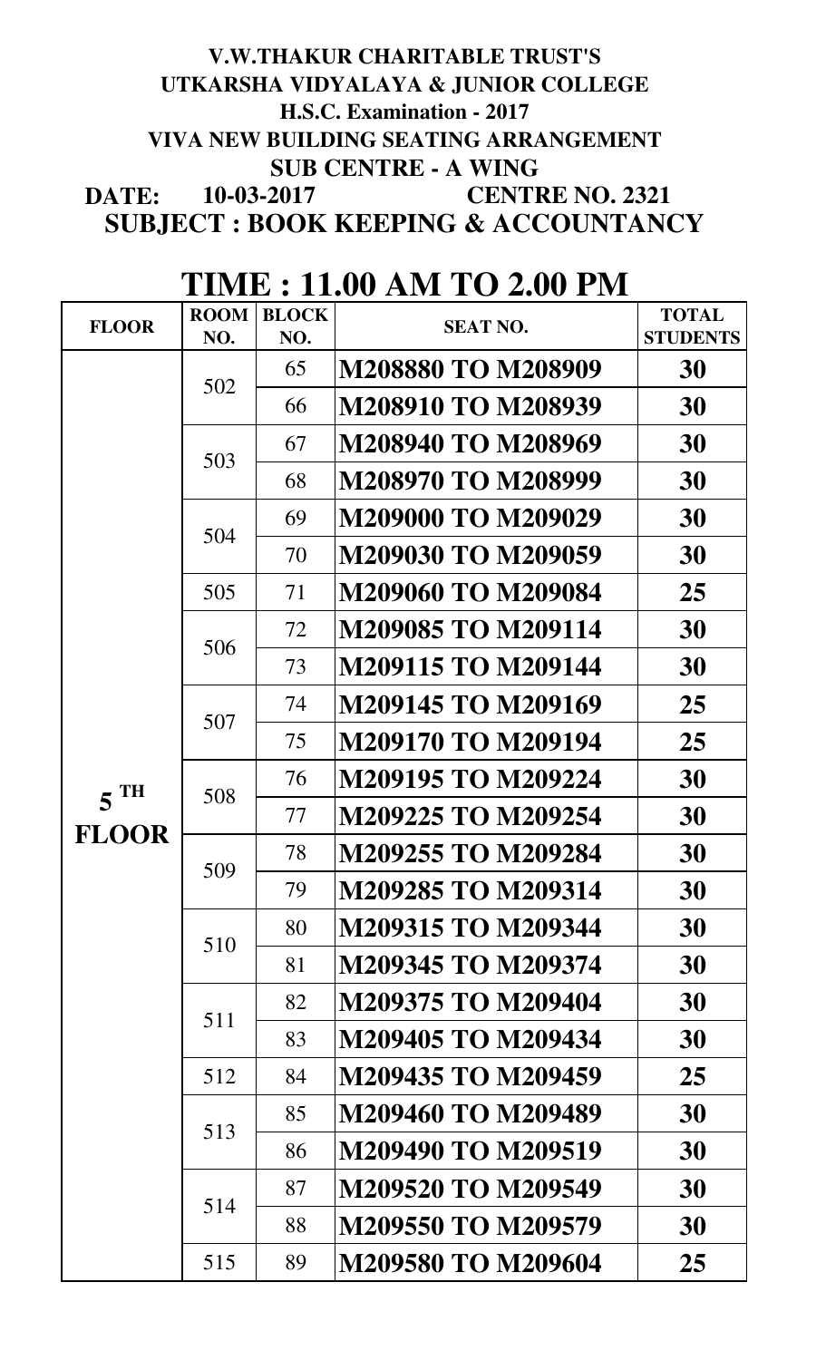**V.W.THAKUR CHARITABLE TRUST'S**
**UTKARSHA VIDYALAYA & JUNIOR COLLEGE**
**H.S.C. Examination - 2017**
**VIVA NEW BUILDING SEATING ARRANGEMENT**
**SUB CENTRE - A WING**

**DATE: 10-03-2017 CENTRE NO. 2321**

**SUBJECT : BOOK KEEPING & ACCOUNTANCY**

## TIME : 11.00 AM TO 2.00 PM

| FLOOR | ROOM NO. | BLOCK NO. | SEAT NO. | TOTAL STUDENTS |
|---|---|---|---|---|
| 5 TH FLOOR | 502 | 65 | M208880 TO M208909 | 30 |
| | | 66 | M208910 TO M208939 | 30 |
| | 503 | 67 | M208940 TO M208969 | 30 |
| | | 68 | M208970 TO M208999 | 30 |
| | 504 | 69 | M209000 TO M209029 | 30 |
| | | 70 | M209030 TO M209059 | 30 |
| | 505 | 71 | M209060 TO M209084 | 25 |
| | 506 | 72 | M209085 TO M209114 | 30 |
| | | 73 | M209115 TO M209144 | 30 |
| | 507 | 74 | M209145 TO M209169 | 25 |
| | | 75 | M209170 TO M209194 | 25 |
| | 508 | 76 | M209195 TO M209224 | 30 |
| | | 77 | M209225 TO M209254 | 30 |
| | 509 | 78 | M209255 TO M209284 | 30 |
| | | 79 | M209285 TO M209314 | 30 |
| | 510 | 80 | M209315 TO M209344 | 30 |
| | | 81 | M209345 TO M209374 | 30 |
| | 511 | 82 | M209375 TO M209404 | 30 |
| | | 83 | M209405 TO M209434 | 30 |
| | 512 | 84 | M209435 TO M209459 | 25 |
| | 513 | 85 | M209460 TO M209489 | 30 |
| | | 86 | M209490 TO M209519 | 30 |
| | 514 | 87 | M209520 TO M209549 | 30 |
| | | 88 | M209550 TO M209579 | 30 |
| | 515 | 89 | M209580 TO M209604 | 25 |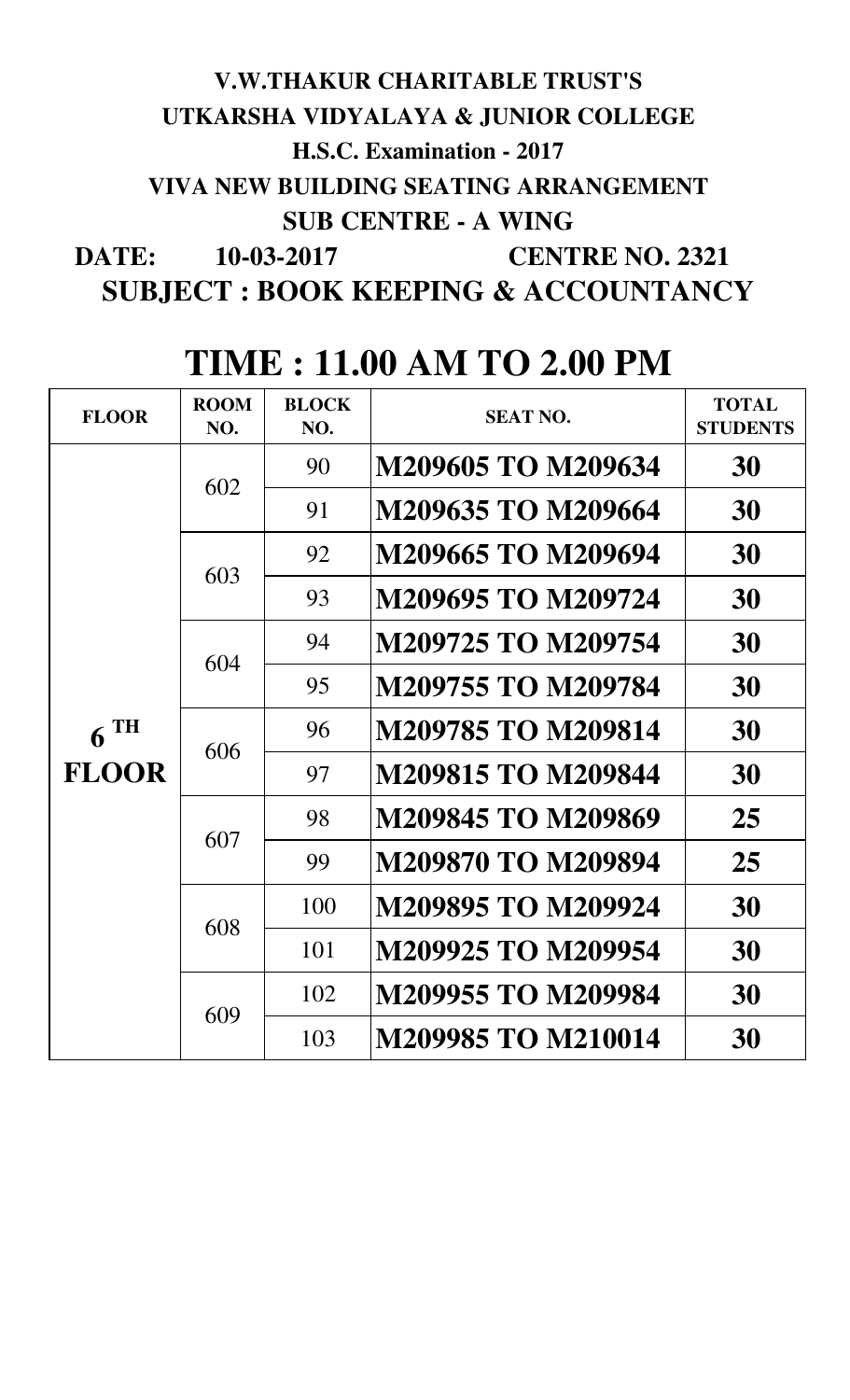**V.W.THAKUR CHARITABLE TRUST'S**

**UTKARSHA VIDYALAYA & JUNIOR COLLEGE**

**H.S.C. Examination - 2017**

**VIVA NEW BUILDING SEATING ARRANGEMENT**

**SUB CENTRE - A WING**

**DATE: 10-03-2017 CENTRE NO. 2321**

## SUBJECT : BOOK KEEPING & ACCOUNTANCY

# TIME : 11.00 AM TO 2.00 PM

| FLOOR | ROOM NO. | BLOCK NO. | SEAT NO. | TOTAL STUDENTS |
|---|---|---|---|---|
| 6 TH FLOOR | 602 | 90 | **M209605 TO M209634** | **30** |
| | | 91 | **M209635 TO M209664** | **30** |
| | 603 | 92 | **M209665 TO M209694** | **30** |
| | | 93 | **M209695 TO M209724** | **30** |
| | 604 | 94 | **M209725 TO M209754** | **30** |
| | | 95 | **M209755 TO M209784** | **30** |
| | 606 | 96 | **M209785 TO M209814** | **30** |
| | | 97 | **M209815 TO M209844** | **30** |
| | 607 | 98 | **M209845 TO M209869** | **25** |
| | | 99 | **M209870 TO M209894** | **25** |
| | 608 | 100 | **M209895 TO M209924** | **30** |
| | | 101 | **M209925 TO M209954** | **30** |
| | 609 | 102 | **M209955 TO M209984** | **30** |
| | | 103 | **M209985 TO M210014** | **30** |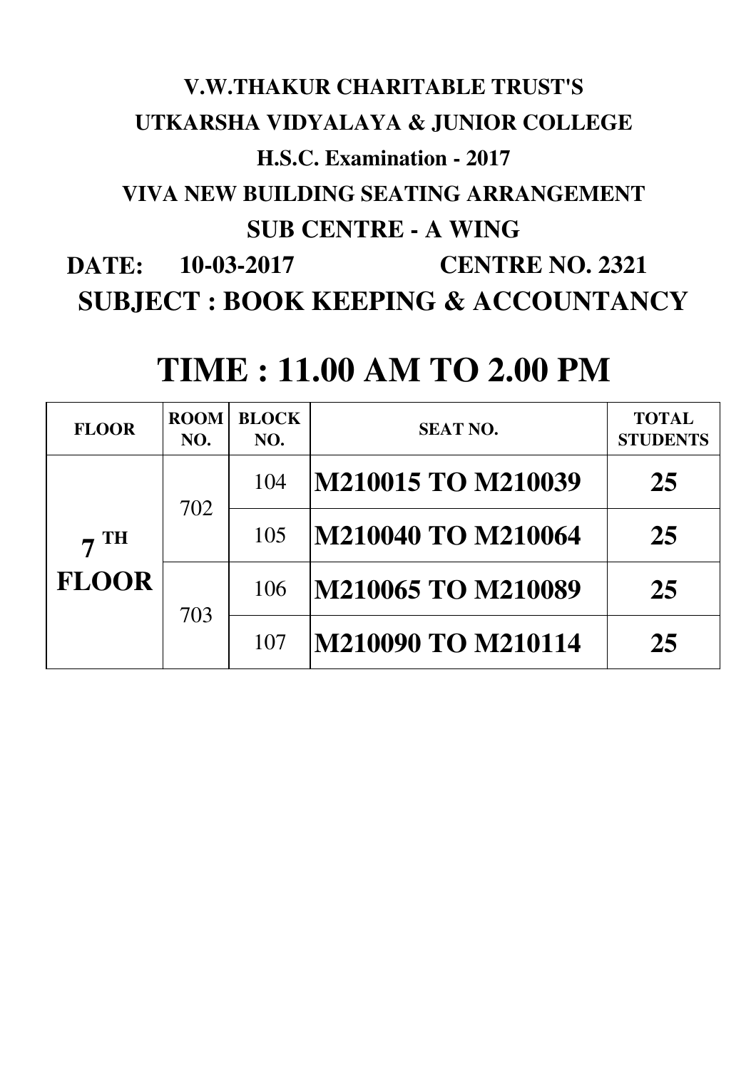**V.W.THAKUR CHARITABLE TRUST'S**

**UTKARSHA VIDYALAYA & JUNIOR COLLEGE**

**H.S.C. Examination - 2017**

**VIVA NEW BUILDING SEATING ARRANGEMENT**

**SUB CENTRE - A WING**

**DATE: 10-03-2017 CENTRE NO. 2321**

**SUBJECT : BOOK KEEPING & ACCOUNTANCY**

# TIME : 11.00 AM TO 2.00 PM

| FLOOR | ROOM NO. | BLOCK NO. | SEAT NO. | TOTAL STUDENTS |
|---|---|---|---|---|
| 7 TH FLOOR | 702 | 104 | M210015 TO M210039 | 25 |
| | | 105 | M210040 TO M210064 | 25 |
| | 703 | 106 | M210065 TO M210089 | 25 |
| | | 107 | M210090 TO M210114 | 25 |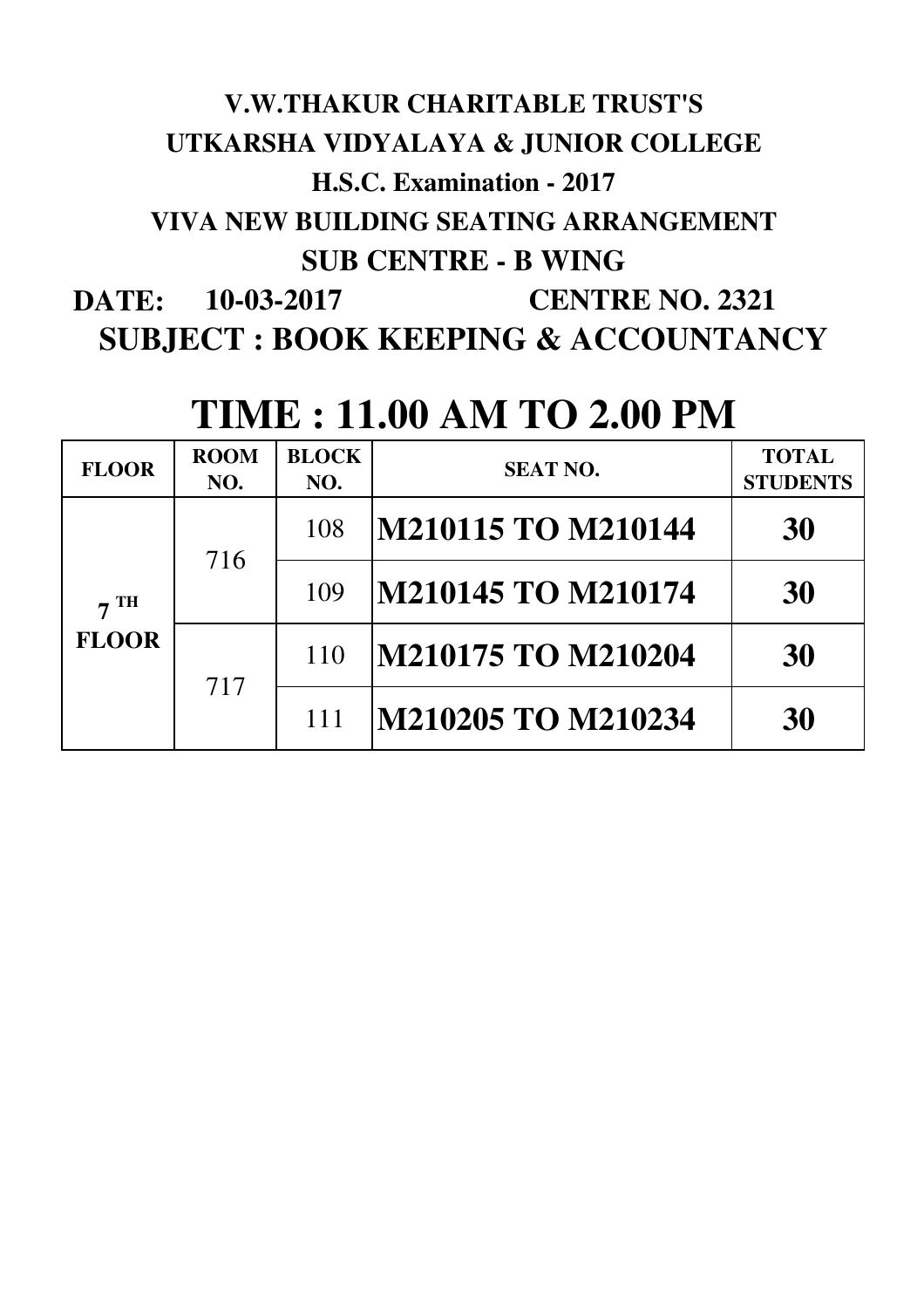# V.W.THAKUR CHARITABLE TRUST'S

# UTKARSHA VIDYALAYA & JUNIOR COLLEGE

## H.S.C. Examination - 2017

## VIVA NEW BUILDING SEATING ARRANGEMENT

## SUB CENTRE - B WING

**DATE: 10-03-2017** **CENTRE NO. 2321**

## SUBJECT : BOOK KEEPING & ACCOUNTANCY

# TIME : 11.00 AM TO 2.00 PM

| FLOOR | ROOM NO. | BLOCK NO. | SEAT NO. | TOTAL STUDENTS |
|---|---|---|---|---|
| 7 TH FLOOR | 716 | 108 | **M210115 TO M210144** | **30** |
| | | 109 | **M210145 TO M210174** | **30** |
| | 717 | 110 | **M210175 TO M210204** | **30** |
| | | 111 | **M210205 TO M210234** | **30** |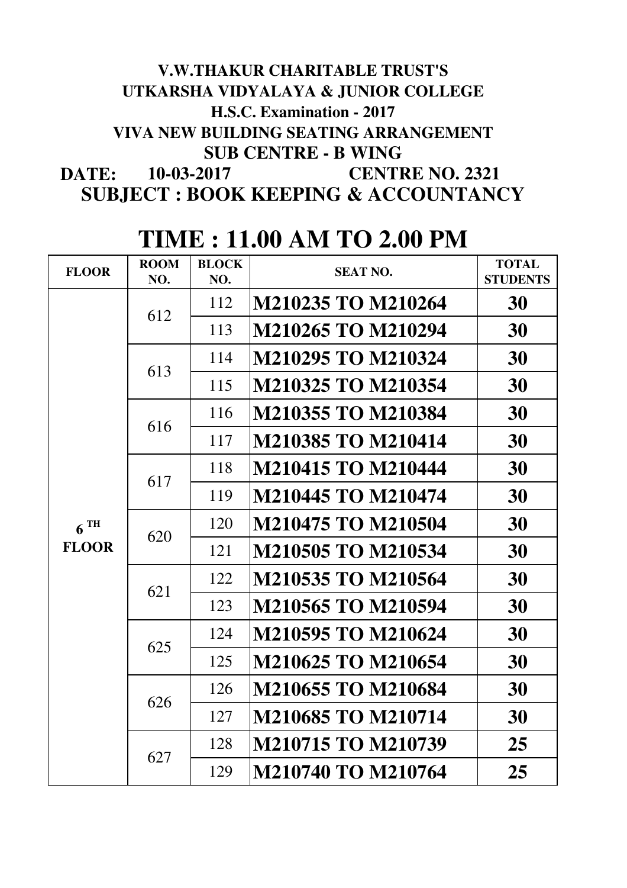**V.W.THAKUR CHARITABLE TRUST'S**

**UTKARSHA VIDYALAYA & JUNIOR COLLEGE**

**H.S.C. Examination - 2017**

**VIVA NEW BUILDING SEATING ARRANGEMENT**

**SUB CENTRE - B WING**

**DATE: 10-03-2017 CENTRE NO. 2321**

**SUBJECT : BOOK KEEPING & ACCOUNTANCY**

# TIME : 11.00 AM TO 2.00 PM

| FLOOR | ROOM NO. | BLOCK NO. | SEAT NO. | TOTAL STUDENTS |
|---|---|---|---|---|
| 6 TH FLOOR | 612 | 112 | M210235 TO M210264 | 30 |
| | | 113 | M210265 TO M210294 | 30 |
| | 613 | 114 | M210295 TO M210324 | 30 |
| | | 115 | M210325 TO M210354 | 30 |
| | 616 | 116 | M210355 TO M210384 | 30 |
| | | 117 | M210385 TO M210414 | 30 |
| | 617 | 118 | M210415 TO M210444 | 30 |
| | | 119 | M210445 TO M210474 | 30 |
| | 620 | 120 | M210475 TO M210504 | 30 |
| | | 121 | M210505 TO M210534 | 30 |
| | 621 | 122 | M210535 TO M210564 | 30 |
| | | 123 | M210565 TO M210594 | 30 |
| | 625 | 124 | M210595 TO M210624 | 30 |
| | | 125 | M210625 TO M210654 | 30 |
| | 626 | 126 | M210655 TO M210684 | 30 |
| | | 127 | M210685 TO M210714 | 30 |
| | 627 | 128 | M210715 TO M210739 | 25 |
| | | 129 | M210740 TO M210764 | 25 |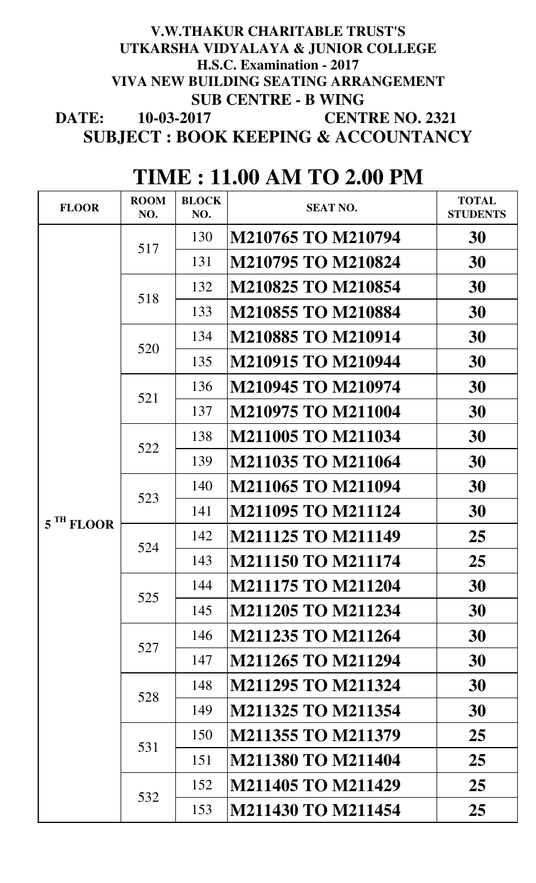**V.W.THAKUR CHARITABLE TRUST'S**
**UTKARSHA VIDYALAYA & JUNIOR COLLEGE**
**H.S.C. Examination - 2017**
**VIVA NEW BUILDING SEATING ARRANGEMENT**
**SUB CENTRE - B WING**

**DATE: 10-03-2017 CENTRE NO. 2321**

**SUBJECT : BOOK KEEPING & ACCOUNTANCY**

# TIME : 11.00 AM TO 2.00 PM

| FLOOR | ROOM NO. | BLOCK NO. | SEAT NO. | TOTAL STUDENTS |
|---|---|---|---|---|
| 5 TH FLOOR | 517 | 130 | M210765 TO M210794 | 30 |
| | | 131 | M210795 TO M210824 | 30 |
| | 518 | 132 | M210825 TO M210854 | 30 |
| | | 133 | M210855 TO M210884 | 30 |
| | 520 | 134 | M210885 TO M210914 | 30 |
| | | 135 | M210915 TO M210944 | 30 |
| | 521 | 136 | M210945 TO M210974 | 30 |
| | | 137 | M210975 TO M211004 | 30 |
| | 522 | 138 | M211005 TO M211034 | 30 |
| | | 139 | M211035 TO M211064 | 30 |
| | 523 | 140 | M211065 TO M211094 | 30 |
| | | 141 | M211095 TO M211124 | 30 |
| | 524 | 142 | M211125 TO M211149 | 25 |
| | | 143 | M211150 TO M211174 | 25 |
| | 525 | 144 | M211175 TO M211204 | 30 |
| | | 145 | M211205 TO M211234 | 30 |
| | 527 | 146 | M211235 TO M211264 | 30 |
| | | 147 | M211265 TO M211294 | 30 |
| | 528 | 148 | M211295 TO M211324 | 30 |
| | | 149 | M211325 TO M211354 | 30 |
| | 531 | 150 | M211355 TO M211379 | 25 |
| | | 151 | M211380 TO M211404 | 25 |
| | 532 | 152 | M211405 TO M211429 | 25 |
| | | 153 | M211430 TO M211454 | 25 |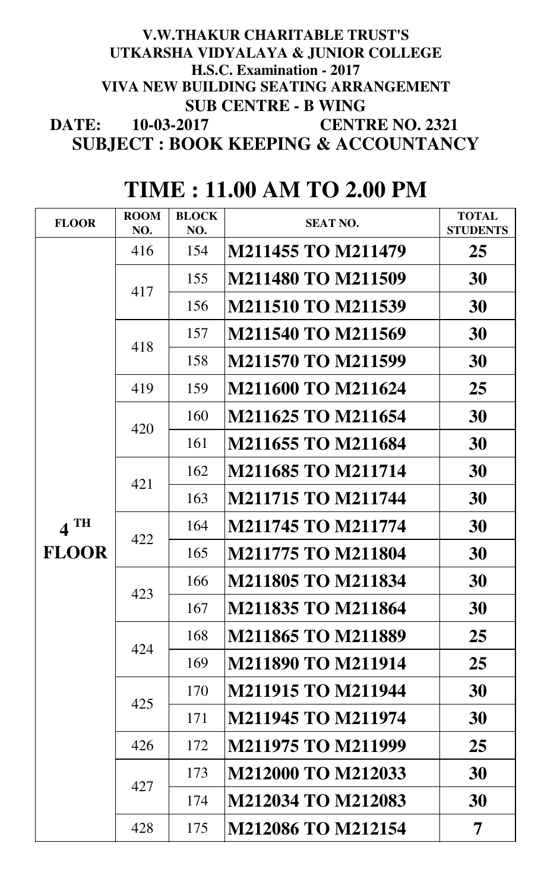**V.W.THAKUR CHARITABLE TRUST'S**
**UTKARSHA VIDYALAYA & JUNIOR COLLEGE**
**H.S.C. Examination - 2017**
**VIVA NEW BUILDING SEATING ARRANGEMENT**
**SUB CENTRE - B WING**

**DATE: 10-03-2017 CENTRE NO. 2321**

**SUBJECT : BOOK KEEPING & ACCOUNTANCY**

# TIME : 11.00 AM TO 2.00 PM

| FLOOR | ROOM NO. | BLOCK NO. | SEAT NO. | TOTAL STUDENTS |
|---|---|---|---|---|
| 4 TH FLOOR | 416 | 154 | M211455 TO M211479 | 25 |
| | 417 | 155 | M211480 TO M211509 | 30 |
| | | 156 | M211510 TO M211539 | 30 |
| | 418 | 157 | M211540 TO M211569 | 30 |
| | | 158 | M211570 TO M211599 | 30 |
| | 419 | 159 | M211600 TO M211624 | 25 |
| | 420 | 160 | M211625 TO M211654 | 30 |
| | | 161 | M211655 TO M211684 | 30 |
| | 421 | 162 | M211685 TO M211714 | 30 |
| | | 163 | M211715 TO M211744 | 30 |
| | 422 | 164 | M211745 TO M211774 | 30 |
| | | 165 | M211775 TO M211804 | 30 |
| | 423 | 166 | M211805 TO M211834 | 30 |
| | | 167 | M211835 TO M211864 | 30 |
| | 424 | 168 | M211865 TO M211889 | 25 |
| | | 169 | M211890 TO M211914 | 25 |
| | 425 | 170 | M211915 TO M211944 | 30 |
| | | 171 | M211945 TO M211974 | 30 |
| | 426 | 172 | M211975 TO M211999 | 25 |
| | 427 | 173 | M212000 TO M212033 | 30 |
| | | 174 | M212034 TO M212083 | 30 |
| | 428 | 175 | M212086 TO M212154 | 7 |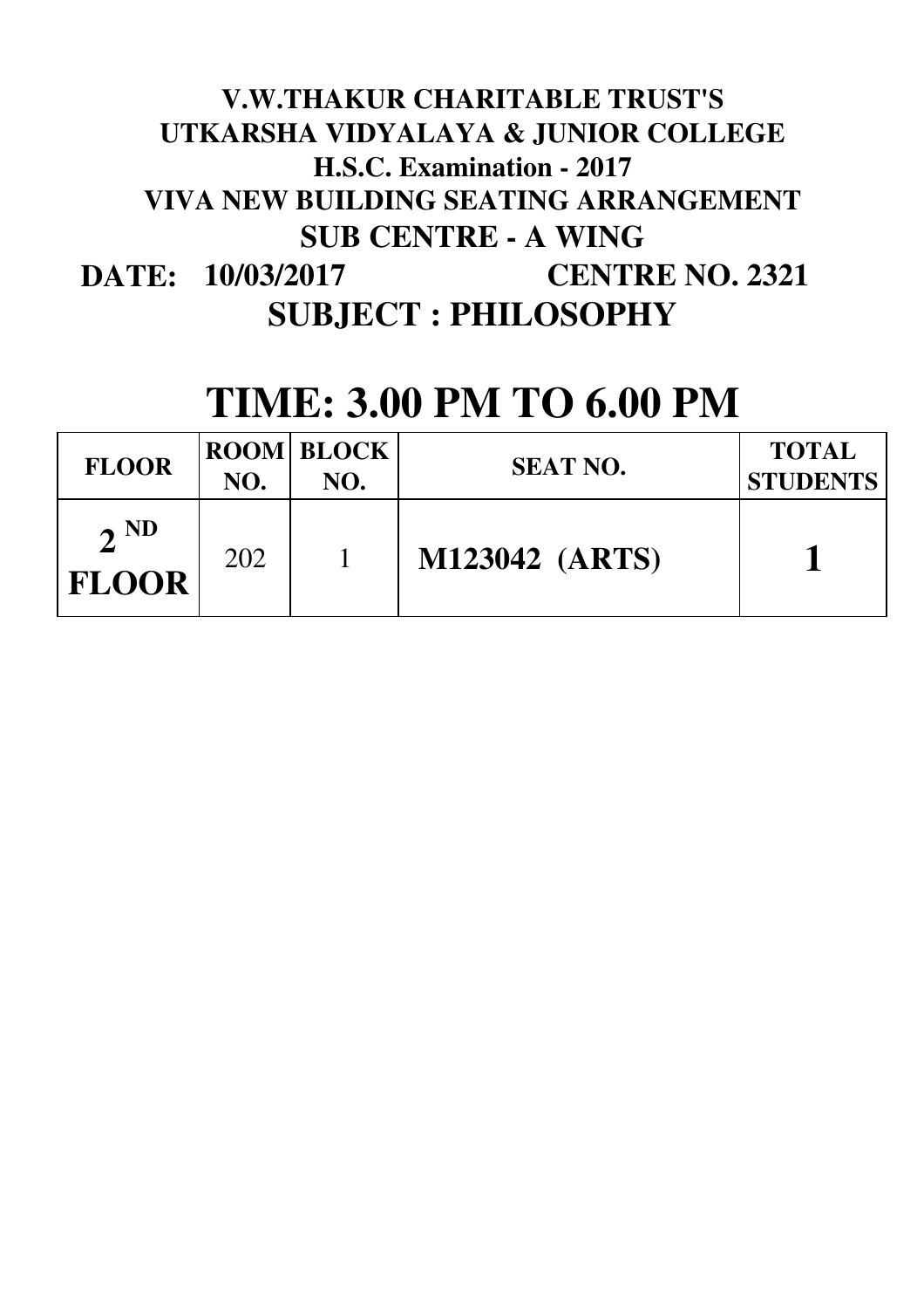**V.W.THAKUR CHARITABLE TRUST'S**

**UTKARSHA VIDYALAYA & JUNIOR COLLEGE**

**H.S.C. Examination - 2017**

**VIVA NEW BUILDING SEATING ARRANGEMENT**

**SUB CENTRE - A WING**

**DATE: 10/03/2017 CENTRE NO. 2321**

**SUBJECT : PHILOSOPHY**

# TIME: 3.00 PM TO 6.00 PM

| FLOOR | ROOM NO. | BLOCK NO. | SEAT NO. | TOTAL STUDENTS |
|---|---|---|---|---|
| 2 ND FLOOR | 202 | 1 | M123042 (ARTS) | 1 |